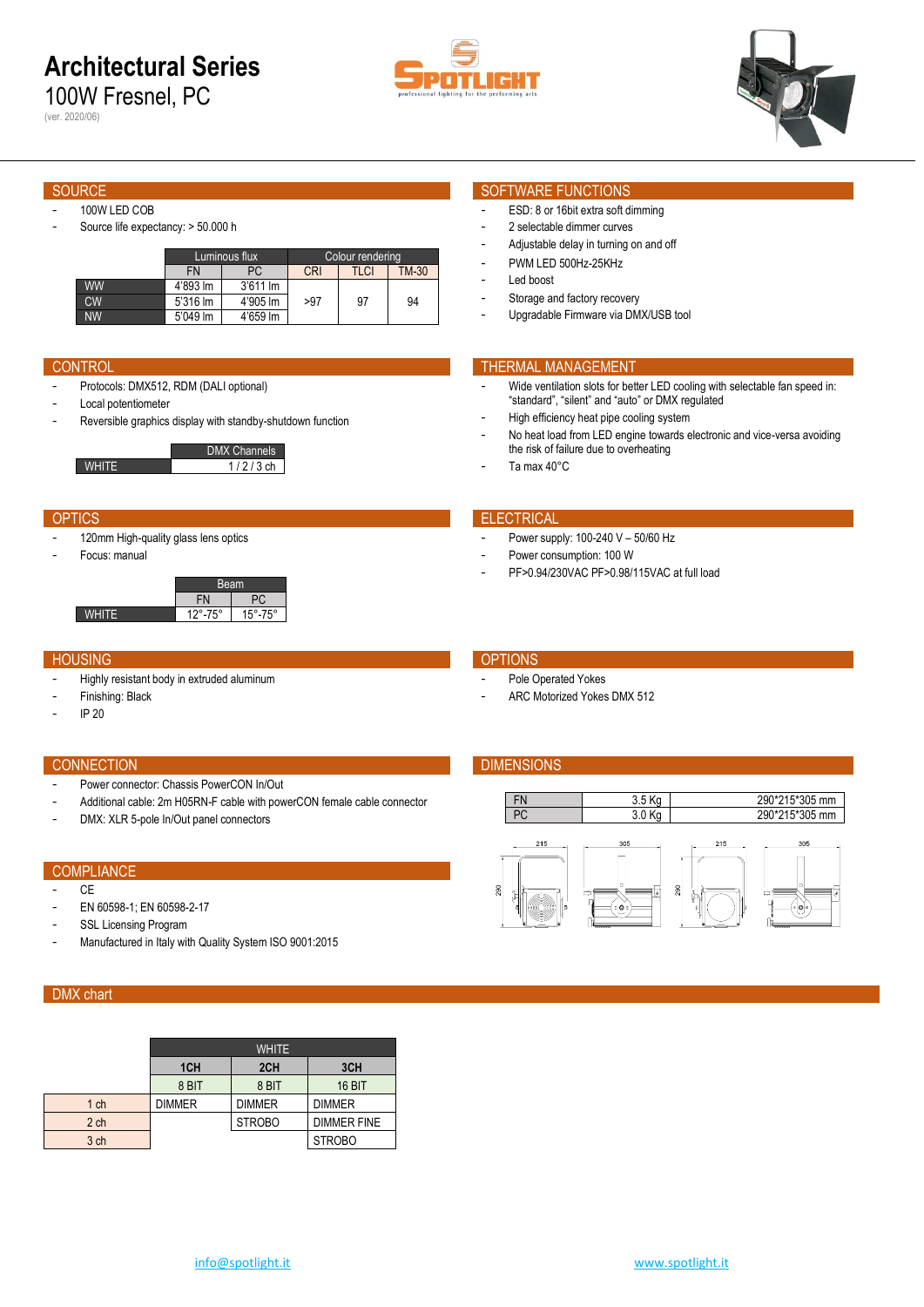# Architectural Series

## 100W Fresnel, PC

(ver. 2020/06)

## SOURCE

- 100W LED COB
- Source life expectancy: > 50.000 h

| | Luminous flux | | Colour rendering | | |
|---|---|---|---|---|---|
| | FN | PC | CRI | TLCI | TM-30 |
| WW | 4'893 lm | 3'611 lm | >97 | 97 | 94 |
| CW | 5'316 lm | 4'905 lm | | | |
| NW | 5'049 lm | 4'659 lm | | | |

## SOFTWARE FUNCTIONS

- ESD: 8 or 16bit extra soft dimming
- 2 selectable dimmer curves
- Adjustable delay in turning on and off
- PWM LED 500Hz-25KHz
- Led boost
- Storage and factory recovery
- Upgradable Firmware via DMX/USB tool

## CONTROL

- Protocols: DMX512, RDM (DALI optional)
- Local potentiometer
- Reversible graphics display with standby-shutdown function

| | DMX Channels |
|---|---|
| WHITE | 1 / 2 / 3 ch |

## THERMAL MANAGEMENT

- Wide ventilation slots for better LED cooling with selectable fan speed in: "standard", "silent" and "auto" or DMX regulated
- High efficiency heat pipe cooling system
- No heat load from LED engine towards electronic and vice-versa avoiding the risk of failure due to overheating
- Ta max 40°C

## OPTICS

- 120mm High-quality glass lens optics
- Focus: manual

| | Beam | |
|---|---|---|
| | FN | PC |
| WHITE | 12°-75° | 15°-75° |

## ELECTRICAL

- Power supply: 100-240 V – 50/60 Hz
- Power consumption: 100 W
- PF>0.94/230VAC PF>0.98/115VAC at full load

## HOUSING

- Highly resistant body in extruded aluminum
- Finishing: Black
- IP 20

## OPTIONS

- Pole Operated Yokes
- ARC Motorized Yokes DMX 512

## CONNECTION

- Power connector: Chassis PowerCON In/Out
- Additional cable: 2m H05RN-F cable with powerCON female cable connector
- DMX: XLR 5-pole In/Out panel connectors

## DIMENSIONS

| | | |
|---|---|---|
| FN | 3.5 Kg | 290*215*305 mm |
| PC | 3.0 Kg | 290*215*305 mm |

## COMPLIANCE

- CE
- EN 60598-1; EN 60598-2-17
- SSL Licensing Program
- Manufactured in Italy with Quality System ISO 9001:2015

## DMX chart

| | WHITE | | |
|---|---|---|---|
| | 1CH | 2CH | 3CH |
| | 8 BIT | 8 BIT | 16 BIT |
| 1 ch | DIMMER | DIMMER | DIMMER |
| 2 ch | | STROBO | DIMMER FINE |
| 3 ch | | | STROBO |

info@spotlight.it www.spotlight.it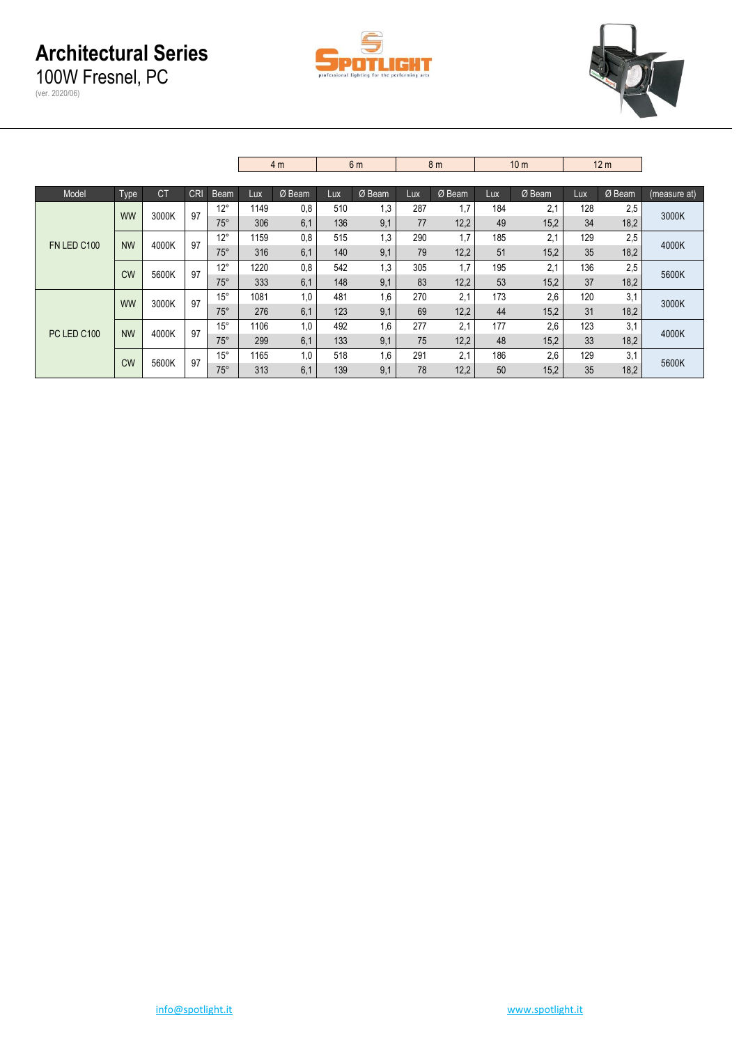# Architectural Series

## 100W Fresnel, PC

(ver. 2020/06)

| Model | Type | CT | CRI | Beam | 4 m Lux | 4 m Ø Beam | 6 m Lux | 6 m Ø Beam | 8 m Lux | 8 m Ø Beam | 10 m Lux | 10 m Ø Beam | 12 m Lux | 12 m Ø Beam | (measure at) |
|---|---|---|---|---|---|---|---|---|---|---|---|---|---|---|---|
| FN LED C100 | WW | 3000K | 97 | 12° | 1149 | 0,8 | 510 | 1,3 | 287 | 1,7 | 184 | 2,1 | 128 | 2,5 | 3000K |
| | | | | 75° | 306 | 6,1 | 136 | 9,1 | 77 | 12,2 | 49 | 15,2 | 34 | 18,2 | |
| | NW | 4000K | 97 | 12° | 1159 | 0,8 | 515 | 1,3 | 290 | 1,7 | 185 | 2,1 | 129 | 2,5 | 4000K |
| | | | | 75° | 316 | 6,1 | 140 | 9,1 | 79 | 12,2 | 51 | 15,2 | 35 | 18,2 | |
| | CW | 5600K | 97 | 12° | 1220 | 0,8 | 542 | 1,3 | 305 | 1,7 | 195 | 2,1 | 136 | 2,5 | 5600K |
| | | | | 75° | 333 | 6,1 | 148 | 9,1 | 83 | 12,2 | 53 | 15,2 | 37 | 18,2 | |
| PC LED C100 | WW | 3000K | 97 | 15° | 1081 | 1,0 | 481 | 1,6 | 270 | 2,1 | 173 | 2,6 | 120 | 3,1 | 3000K |
| | | | | 75° | 276 | 6,1 | 123 | 9,1 | 69 | 12,2 | 44 | 15,2 | 31 | 18,2 | |
| | NW | 4000K | 97 | 15° | 1106 | 1,0 | 492 | 1,6 | 277 | 2,1 | 177 | 2,6 | 123 | 3,1 | 4000K |
| | | | | 75° | 299 | 6,1 | 133 | 9,1 | 75 | 12,2 | 48 | 15,2 | 33 | 18,2 | |
| | CW | 5600K | 97 | 15° | 1165 | 1,0 | 518 | 1,6 | 291 | 2,1 | 186 | 2,6 | 129 | 3,1 | 5600K |
| | | | | 75° | 313 | 6,1 | 139 | 9,1 | 78 | 12,2 | 50 | 15,2 | 35 | 18,2 | |

info@spotlight.it www.spotlight.it